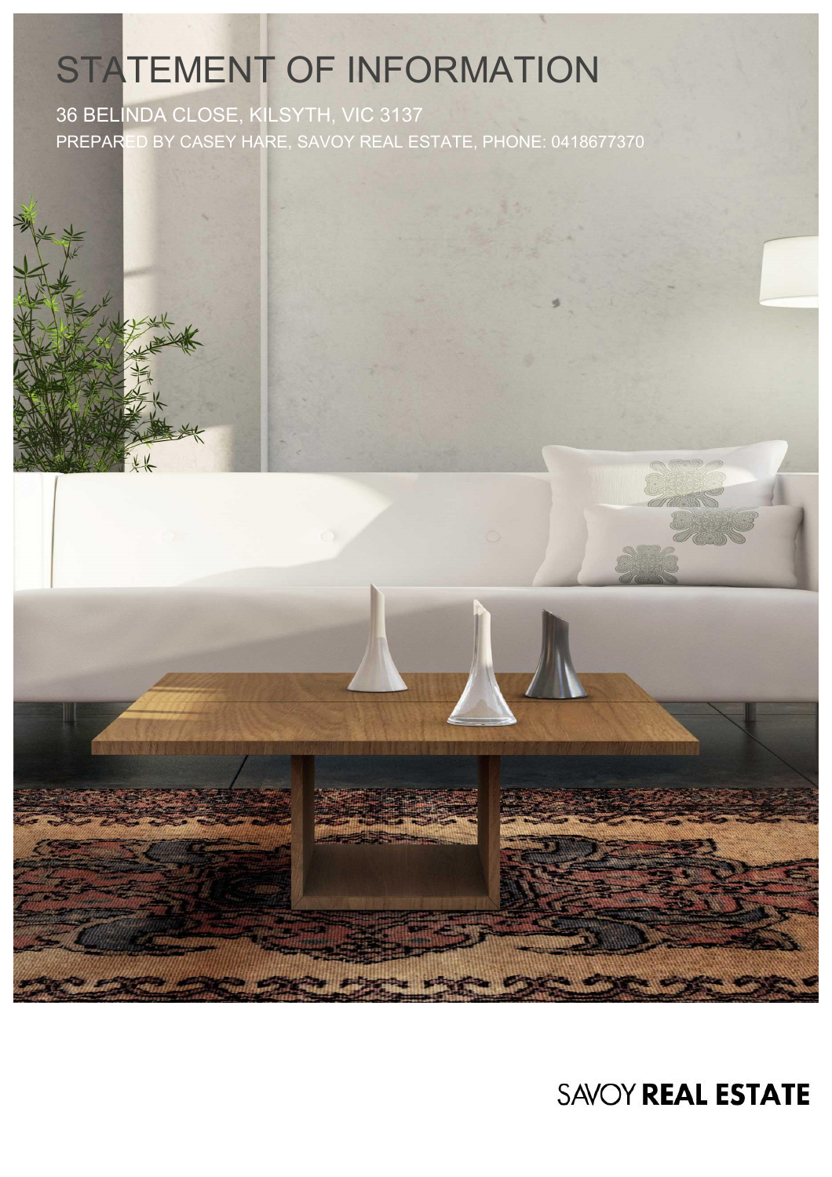# STATEMENT OF INFORMATION

36 BELINDA CLOSE, KILSYTH, VIC 3137

PREPARED BY CASEY HARE, SAVOY REAL ESTATE, PHONE: 0418677370

SAVOY **REAL ESTATE**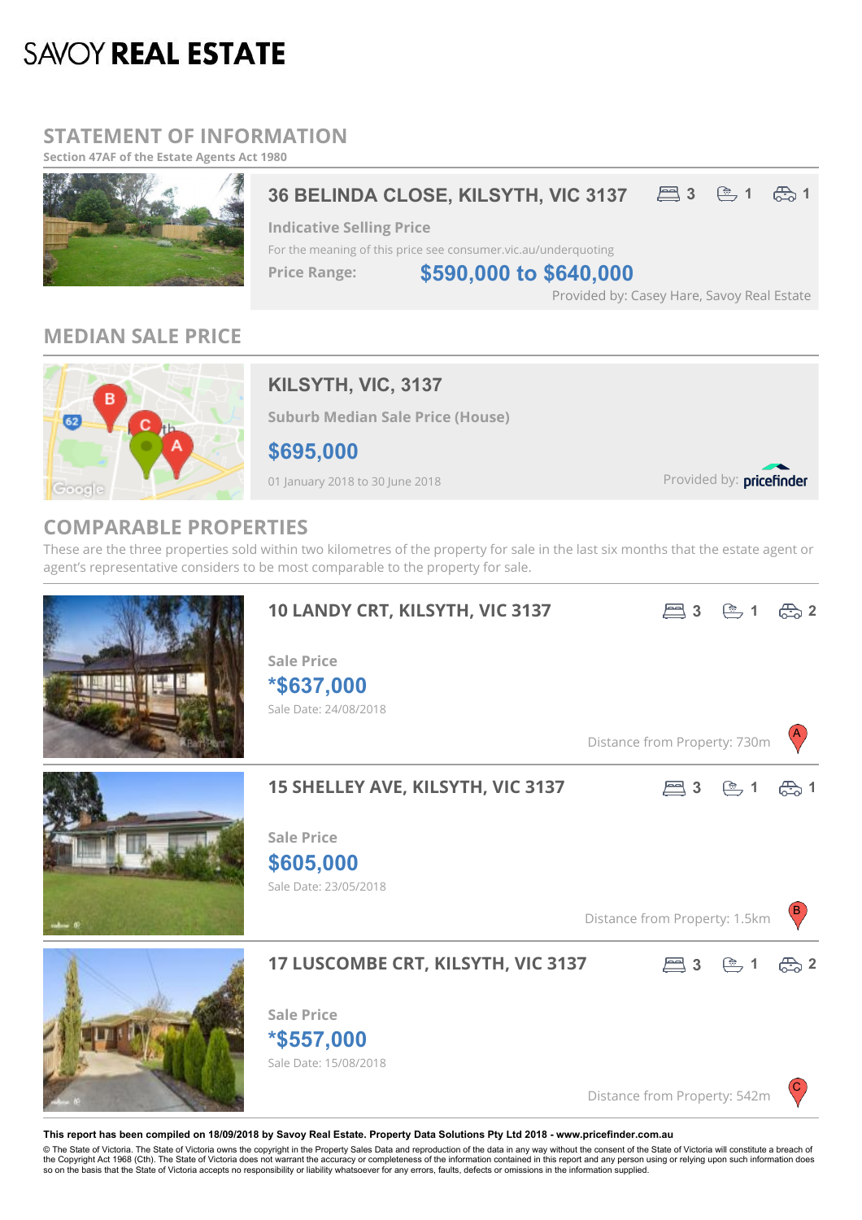# SAVOY REAL ESTATE

## STATEMENT OF INFORMATION

Section 47AF of the Estate Agents Act 1980

### 36 BELINDA CLOSE, KILSYTH, VIC 3137

3 bed | 1 bath | 1 car

**Indicative Selling Price**

For the meaning of this price see consumer.vic.au/underquoting

**Price Range:** **$590,000 to $640,000**

Provided by: Casey Hare, Savoy Real Estate

## MEDIAN SALE PRICE

### KILSYTH, VIC, 3137

**Suburb Median Sale Price (House)**

**$695,000**

01 January 2018 to 30 June 2018

Provided by: pricefinder

## COMPARABLE PROPERTIES

These are the three properties sold within two kilometres of the property for sale in the last six months that the estate agent or agent's representative considers to be most comparable to the property for sale.

### 10 LANDY CRT, KILSYTH, VIC 3137

3 bed | 1 bath | 2 car

**Sale Price**

**\*$637,000**

Sale Date: 24/08/2018

Distance from Property: 730m (A)

### 15 SHELLEY AVE, KILSYTH, VIC 3137

3 bed | 1 bath | 1 car

**Sale Price**

**$605,000**

Sale Date: 23/05/2018

Distance from Property: 1.5km (B)

### 17 LUSCOMBE CRT, KILSYTH, VIC 3137

3 bed | 1 bath | 2 car

**Sale Price**

**\*$557,000**

Sale Date: 15/08/2018

Distance from Property: 542m (C)

**This report has been compiled on 18/09/2018 by Savoy Real Estate. Property Data Solutions Pty Ltd 2018 - www.pricefinder.com.au**

© The State of Victoria. The State of Victoria owns the copyright in the Property Sales Data and reproduction of the data in any way without the consent of the State of Victoria will constitute a breach of the Copyright Act 1968 (Cth). The State of Victoria does not warrant the accuracy or completeness of the information contained in this report and any person using or relying upon such information does so on the basis that the State of Victoria accepts no responsibility or liability whatsoever for any errors, faults, defects or omissions in the information supplied.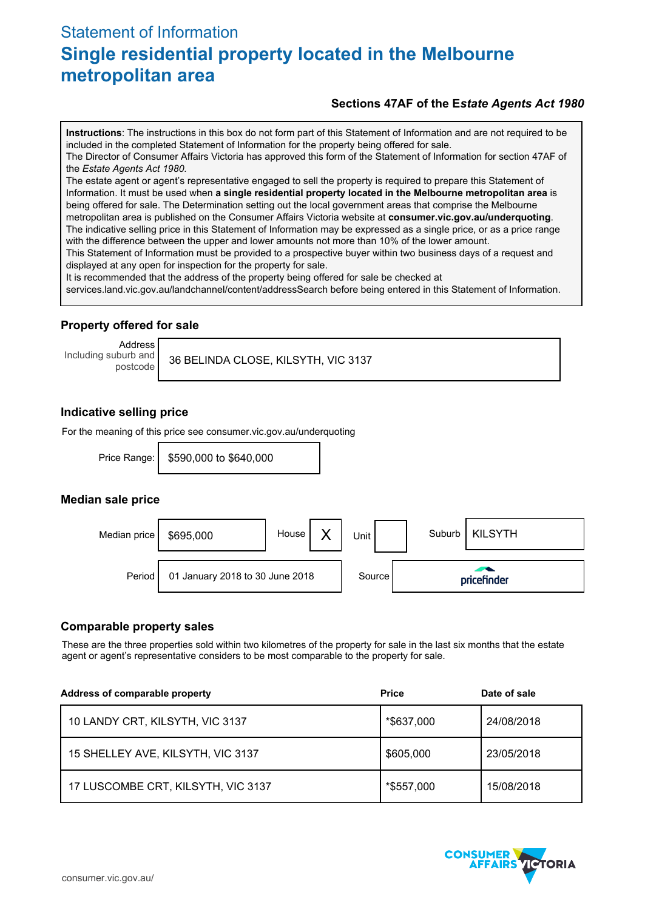Statement of Information

# Single residential property located in the Melbourne metropolitan area

**Sections 47AF of the *Estate Agents Act 1980***

**Instructions**: The instructions in this box do not form part of this Statement of Information and are not required to be included in the completed Statement of Information for the property being offered for sale.
The Director of Consumer Affairs Victoria has approved this form of the Statement of Information for section 47AF of the *Estate Agents Act 1980.*
The estate agent or agent's representative engaged to sell the property is required to prepare this Statement of Information. It must be used when **a single residential property located in the Melbourne metropolitan area** is being offered for sale. The Determination setting out the local government areas that comprise the Melbourne metropolitan area is published on the Consumer Affairs Victoria website at **consumer.vic.gov.au/underquoting**.
The indicative selling price in this Statement of Information may be expressed as a single price, or as a price range with the difference between the upper and lower amounts not more than 10% of the lower amount.
This Statement of Information must be provided to a prospective buyer within two business days of a request and displayed at any open for inspection for the property for sale.
It is recommended that the address of the property being offered for sale be checked at services.land.vic.gov.au/landchannel/content/addressSearch before being entered in this Statement of Information.

## Property offered for sale

| | |
|---|---|
| Address Including suburb and postcode | 36 BELINDA CLOSE, KILSYTH, VIC 3137 |

## Indicative selling price

For the meaning of this price see consumer.vic.gov.au/underquoting

| | |
|---|---|
| Price Range: | $590,000 to $640,000 |

## Median sale price

| | | | | | | | |
|---|---|---|---|---|---|---|---|
| Median price | $695,000 | House | X | Unit | | Suburb | KILSYTH |
| Period | 01 January 2018 to 30 June 2018 | | | Source | pricefinder | | |

## Comparable property sales

These are the three properties sold within two kilometres of the property for sale in the last six months that the estate agent or agent's representative considers to be most comparable to the property for sale.

| Address of comparable property | Price | Date of sale |
|---|---|---|
| 10 LANDY CRT, KILSYTH, VIC 3137 | *$637,000 | 24/08/2018 |
| 15 SHELLEY AVE, KILSYTH, VIC 3137 | $605,000 | 23/05/2018 |
| 17 LUSCOMBE CRT, KILSYTH, VIC 3137 | *$557,000 | 15/08/2018 |

consumer.vic.gov.au/

CONSUMER AFFAIRS VICTORIA